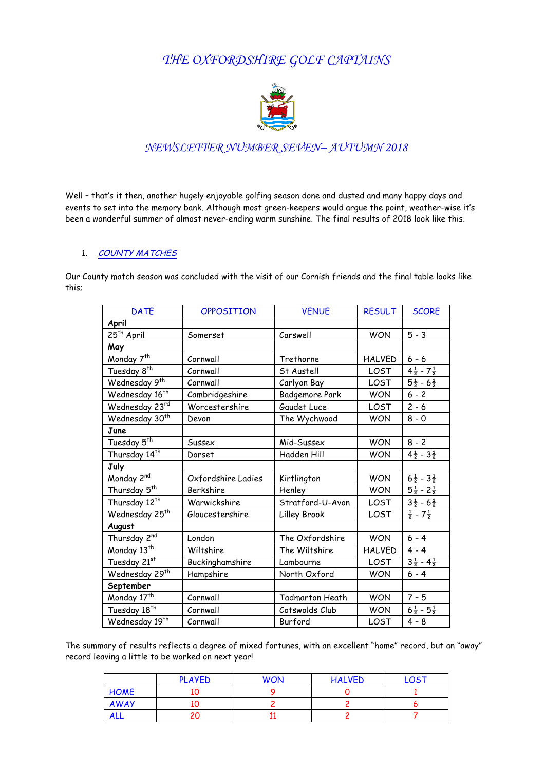# *THE OXFORDSHIRE GOLF CAPTAINS*

## *NEWSLETTER NUMBER SEVEN– AUTUMN 2018*

Well – that's it then, another hugely enjoyable golfing season done and dusted and many happy days and events to set into the memory bank. Although most green-keepers would argue the point, weather-wise it's been a wonderful summer of almost never-ending warm sunshine. The final results of 2018 look like this.

1. *COUNTY MATCHES*

Our County match season was concluded with the visit of our Cornish friends and the final table looks like this;

| DATE | OPPOSITION | VENUE | RESULT | SCORE |
|---|---|---|---|---|
| **April** | | | | |
| 25th April | Somerset | Carswell | WON | 5 - 3 |
| **May** | | | | |
| Monday 7th | Cornwall | Trethorne | HALVED | 6 - 6 |
| Tuesday 8th | Cornwall | St Austell | LOST | 4½ - 7½ |
| Wednesday 9th | Cornwall | Carlyon Bay | LOST | 5½ - 6½ |
| Wednesday 16th | Cambridgeshire | Badgemore Park | WON | 6 - 2 |
| Wednesday 23rd | Worcestershire | Gaudet Luce | LOST | 2 - 6 |
| Wednesday 30th | Devon | The Wychwood | WON | 8 - 0 |
| **June** | | | | |
| Tuesday 5th | Sussex | Mid-Sussex | WON | 8 - 2 |
| Thursday 14th | Dorset | Hadden Hill | WON | 4½ - 3½ |
| **July** | | | | |
| Monday 2nd | Oxfordshire Ladies | Kirtlington | WON | 6½ - 3½ |
| Thursday 5th | Berkshire | Henley | WON | 5½ - 2½ |
| Thursday 12th | Warwickshire | Stratford-U-Avon | LOST | 3½ - 6½ |
| Wednesday 25th | Gloucestershire | Lilley Brook | LOST | ½ - 7½ |
| **August** | | | | |
| Thursday 2nd | London | The Oxfordshire | WON | 6 - 4 |
| Monday 13th | Wiltshire | The Wiltshire | HALVED | 4 - 4 |
| Tuesday 21st | Buckinghamshire | Lambourne | LOST | 3½ - 4½ |
| Wednesday 29th | Hampshire | North Oxford | WON | 6 - 4 |
| **September** | | | | |
| Monday 17th | Cornwall | Tadmarton Heath | WON | 7 - 5 |
| Tuesday 18th | Cornwall | Cotswolds Club | WON | 6½ - 5½ |
| Wednesday 19th | Cornwall | Burford | LOST | 4 - 8 |

The summary of results reflects a degree of mixed fortunes, with an excellent "home" record, but an "away" record leaving a little to be worked on next year!

| | PLAYED | WON | HALVED | LOST |
|---|---|---|---|---|
| HOME | 10 | 9 | 0 | 1 |
| AWAY | 10 | 2 | 2 | 6 |
| ALL | 20 | 11 | 2 | 7 |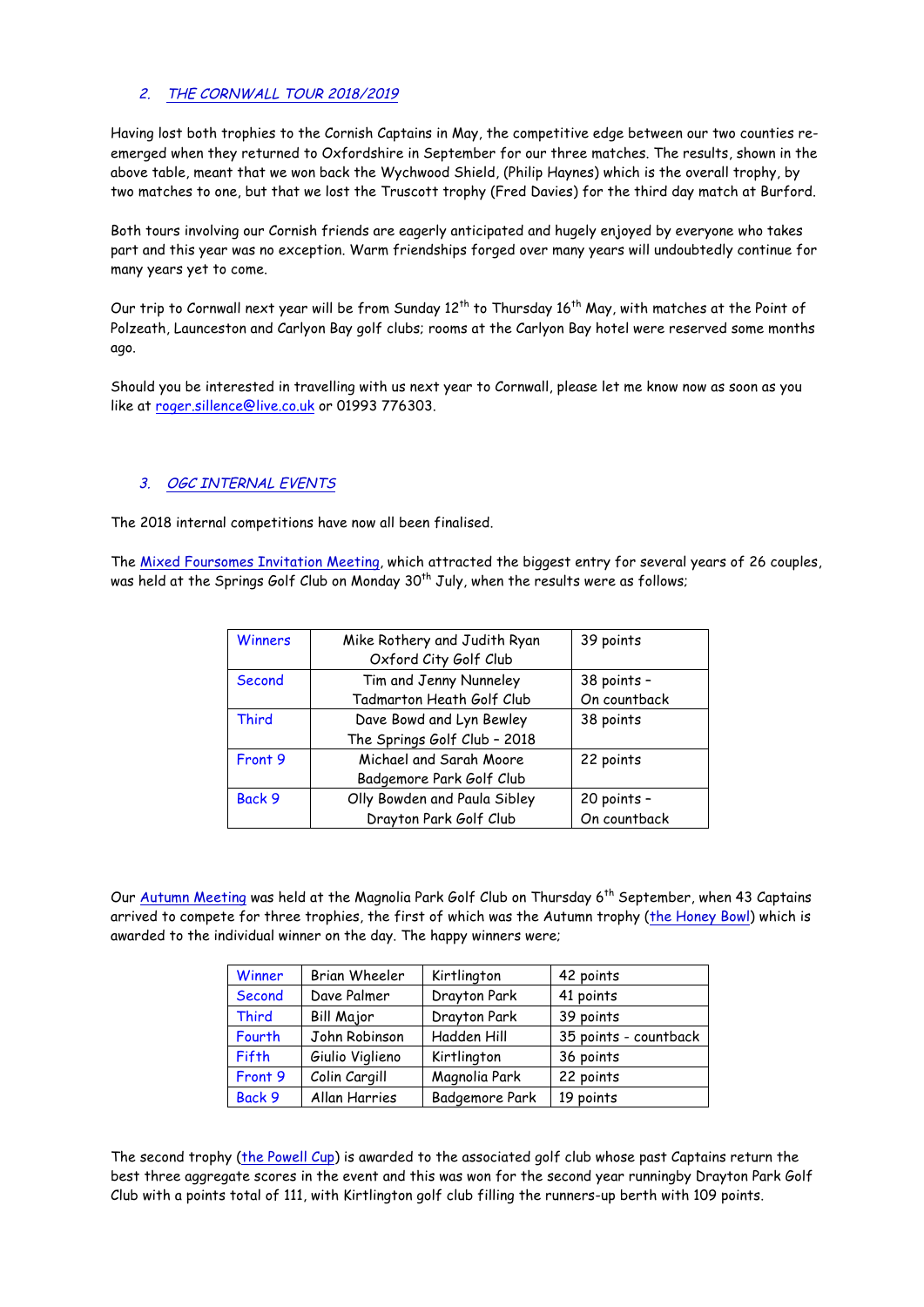## 2. THE CORNWALL TOUR 2018/2019

Having lost both trophies to the Cornish Captains in May, the competitive edge between our two counties re-emerged when they returned to Oxfordshire in September for our three matches. The results, shown in the above table, meant that we won back the Wychwood Shield, (Philip Haynes) which is the overall trophy, by two matches to one, but that we lost the Truscott trophy (Fred Davies) for the third day match at Burford.

Both tours involving our Cornish friends are eagerly anticipated and hugely enjoyed by everyone who takes part and this year was no exception. Warm friendships forged over many years will undoubtedly continue for many years yet to come.

Our trip to Cornwall next year will be from Sunday 12th to Thursday 16th May, with matches at the Point of Polzeath, Launceston and Carlyon Bay golf clubs; rooms at the Carlyon Bay hotel were reserved some months ago.

Should you be interested in travelling with us next year to Cornwall, please let me know now as soon as you like at roger.sillence@live.co.uk or 01993 776303.

## 3. OGC INTERNAL EVENTS

The 2018 internal competitions have now all been finalised.

The Mixed Foursomes Invitation Meeting, which attracted the biggest entry for several years of 26 couples, was held at the Springs Golf Club on Monday 30th July, when the results were as follows;

| | | |
|---|---|---|
| Winners | Mike Rothery and Judith Ryan<br>Oxford City Golf Club | 39 points |
| Second | Tim and Jenny Nunneley<br>Tadmarton Heath Golf Club | 38 points –<br>On countback |
| Third | Dave Bowd and Lyn Bewley<br>The Springs Golf Club – 2018 | 38 points |
| Front 9 | Michael and Sarah Moore<br>Badgemore Park Golf Club | 22 points |
| Back 9 | Olly Bowden and Paula Sibley<br>Drayton Park Golf Club | 20 points –<br>On countback |

Our Autumn Meeting was held at the Magnolia Park Golf Club on Thursday 6th September, when 43 Captains arrived to compete for three trophies, the first of which was the Autumn trophy (the Honey Bowl) which is awarded to the individual winner on the day. The happy winners were;

| | | | |
|---|---|---|---|
| Winner | Brian Wheeler | Kirtlington | 42 points |
| Second | Dave Palmer | Drayton Park | 41 points |
| Third | Bill Major | Drayton Park | 39 points |
| Fourth | John Robinson | Hadden Hill | 35 points - countback |
| Fifth | Giulio Viglieno | Kirtlington | 36 points |
| Front 9 | Colin Cargill | Magnolia Park | 22 points |
| Back 9 | Allan Harries | Badgemore Park | 19 points |

The second trophy (the Powell Cup) is awarded to the associated golf club whose past Captains return the best three aggregate scores in the event and this was won for the second year runningby Drayton Park Golf Club with a points total of 111, with Kirtlington golf club filling the runners-up berth with 109 points.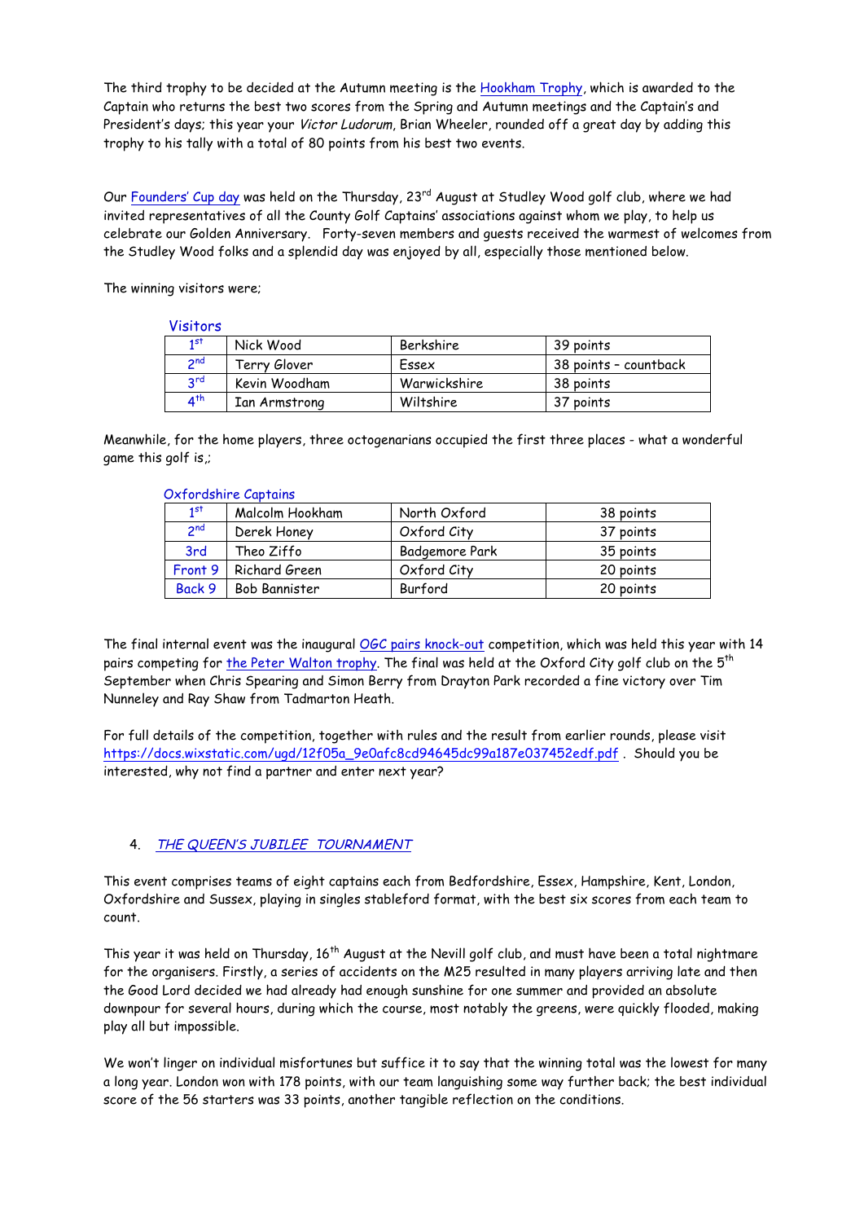The third trophy to be decided at the Autumn meeting is the Hookham Trophy, which is awarded to the Captain who returns the best two scores from the Spring and Autumn meetings and the Captain's and President's days; this year your *Victor Ludorum*, Brian Wheeler, rounded off a great day by adding this trophy to his tally with a total of 80 points from his best two events.

Our Founders' Cup day was held on the Thursday, 23rd August at Studley Wood golf club, where we had invited representatives of all the County Golf Captains' associations against whom we play, to help us celebrate our Golden Anniversary. Forty-seven members and guests received the warmest of welcomes from the Studley Wood folks and a splendid day was enjoyed by all, especially those mentioned below.

The winning visitors were;

Visitors

| | | | |
|---|---|---|---|
| 1st | Nick Wood | Berkshire | 39 points |
| 2nd | Terry Glover | Essex | 38 points – countback |
| 3rd | Kevin Woodham | Warwickshire | 38 points |
| 4th | Ian Armstrong | Wiltshire | 37 points |

Meanwhile, for the home players, three octogenarians occupied the first three places - what a wonderful game this golf is,;

Oxfordshire Captains

| | | | |
|---|---|---|---|
| 1st | Malcolm Hookham | North Oxford | 38 points |
| 2nd | Derek Honey | Oxford City | 37 points |
| 3rd | Theo Ziffo | Badgemore Park | 35 points |
| Front 9 | Richard Green | Oxford City | 20 points |
| Back 9 | Bob Bannister | Burford | 20 points |

The final internal event was the inaugural OGC pairs knock-out competition, which was held this year with 14 pairs competing for the Peter Walton trophy. The final was held at the Oxford City golf club on the 5th September when Chris Spearing and Simon Berry from Drayton Park recorded a fine victory over Tim Nunneley and Ray Shaw from Tadmarton Heath.

For full details of the competition, together with rules and the result from earlier rounds, please visit https://docs.wixstatic.com/ugd/12f05a_9e0afc8cd94645dc99a187e037452edf.pdf . Should you be interested, why not find a partner and enter next year?

## 4. *THE QUEEN'S JUBILEE TOURNAMENT*

This event comprises teams of eight captains each from Bedfordshire, Essex, Hampshire, Kent, London, Oxfordshire and Sussex, playing in singles stableford format, with the best six scores from each team to count.

This year it was held on Thursday, 16th August at the Nevill golf club, and must have been a total nightmare for the organisers. Firstly, a series of accidents on the M25 resulted in many players arriving late and then the Good Lord decided we had already had enough sunshine for one summer and provided an absolute downpour for several hours, during which the course, most notably the greens, were quickly flooded, making play all but impossible.

We won't linger on individual misfortunes but suffice it to say that the winning total was the lowest for many a long year. London won with 178 points, with our team languishing some way further back; the best individual score of the 56 starters was 33 points, another tangible reflection on the conditions.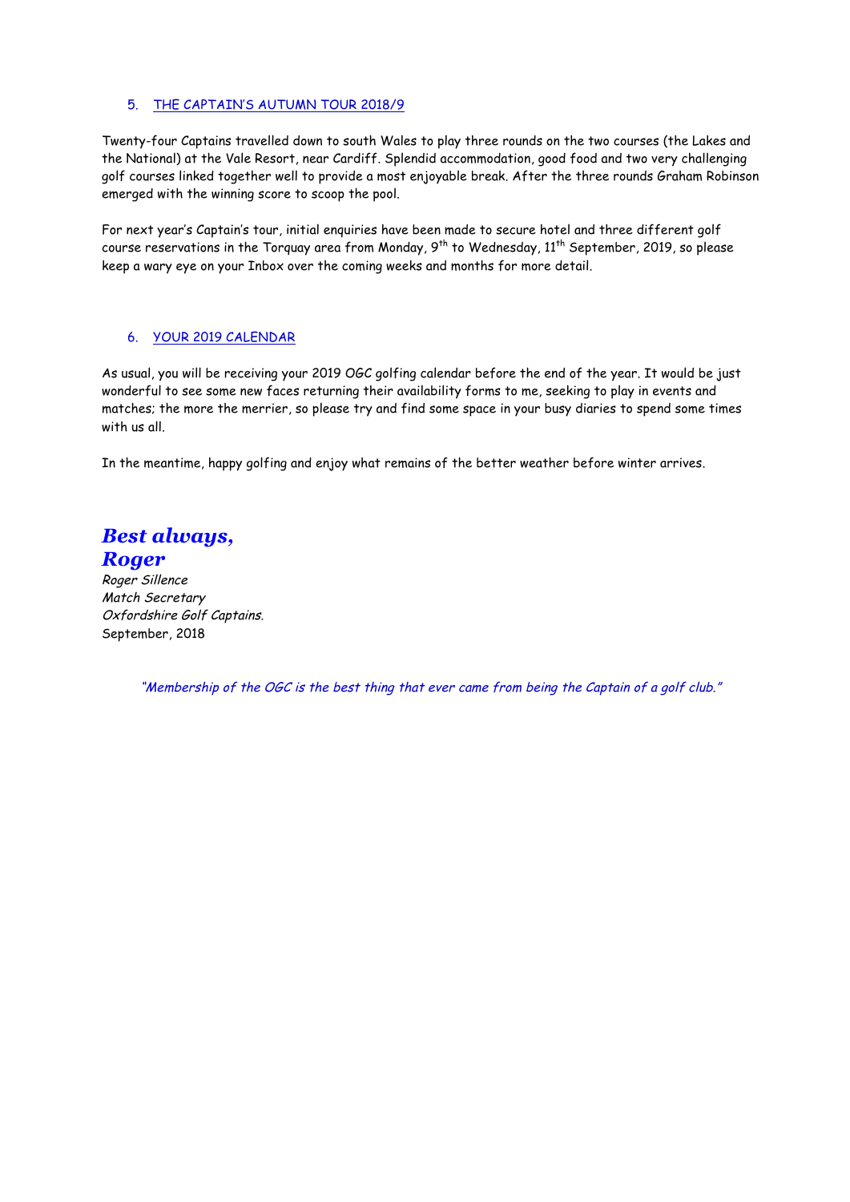## 5. THE CAPTAIN'S AUTUMN TOUR 2018/9

Twenty-four Captains travelled down to south Wales to play three rounds on the two courses (the Lakes and the National) at the Vale Resort, near Cardiff. Splendid accommodation, good food and two very challenging golf courses linked together well to provide a most enjoyable break. After the three rounds Graham Robinson emerged with the winning score to scoop the pool.

For next year's Captain's tour, initial enquiries have been made to secure hotel and three different golf course reservations in the Torquay area from Monday, 9th to Wednesday, 11th September, 2019, so please keep a wary eye on your Inbox over the coming weeks and months for more detail.

## 6. YOUR 2019 CALENDAR

As usual, you will be receiving your 2019 *OGC* golfing calendar before the end of the year. It would be just wonderful to see some new faces returning their availability forms to me, seeking to play in events and matches; the more the merrier, so please try and find some space in your busy diaries to spend some times with us all.

In the meantime, happy golfing and enjoy what remains of the better weather before winter arrives.

***Best always,***
***Roger***

*Roger Sillence*
*Match Secretary*
*Oxfordshire Golf Captains.*
September, 2018

*"Membership of the OGC is the best thing that ever came from being the Captain of a golf club."*